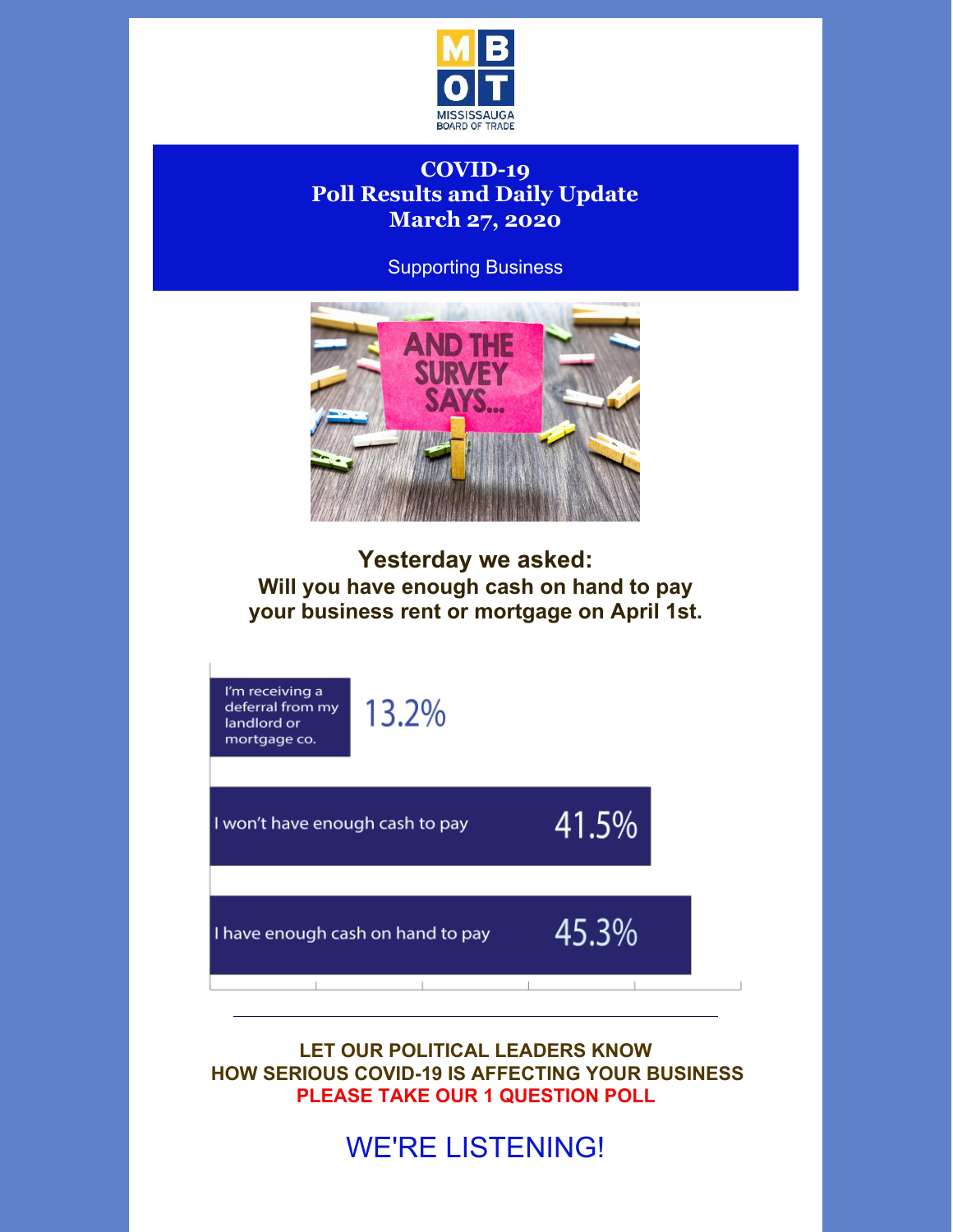MISSISSAUGA BOARD OF TRADE

# COVID-19
# Poll Results and Daily Update
# March 27, 2020

Supporting Business

## Yesterday we asked:
### Will you have enough cash on hand to pay your business rent or mortgage on April 1st.

| Response | Percentage |
| --- | --- |
| I'm receiving a deferral from my landlord or mortgage co. | 13.2% |
| I won't have enough cash to pay | 41.5% |
| I have enough cash on hand to pay | 45.3% |

---

**LET OUR POLITICAL LEADERS KNOW**
**HOW SERIOUS COVID-19 IS AFFECTING YOUR BUSINESS**
**PLEASE TAKE OUR 1 QUESTION POLL**

WE'RE LISTENING!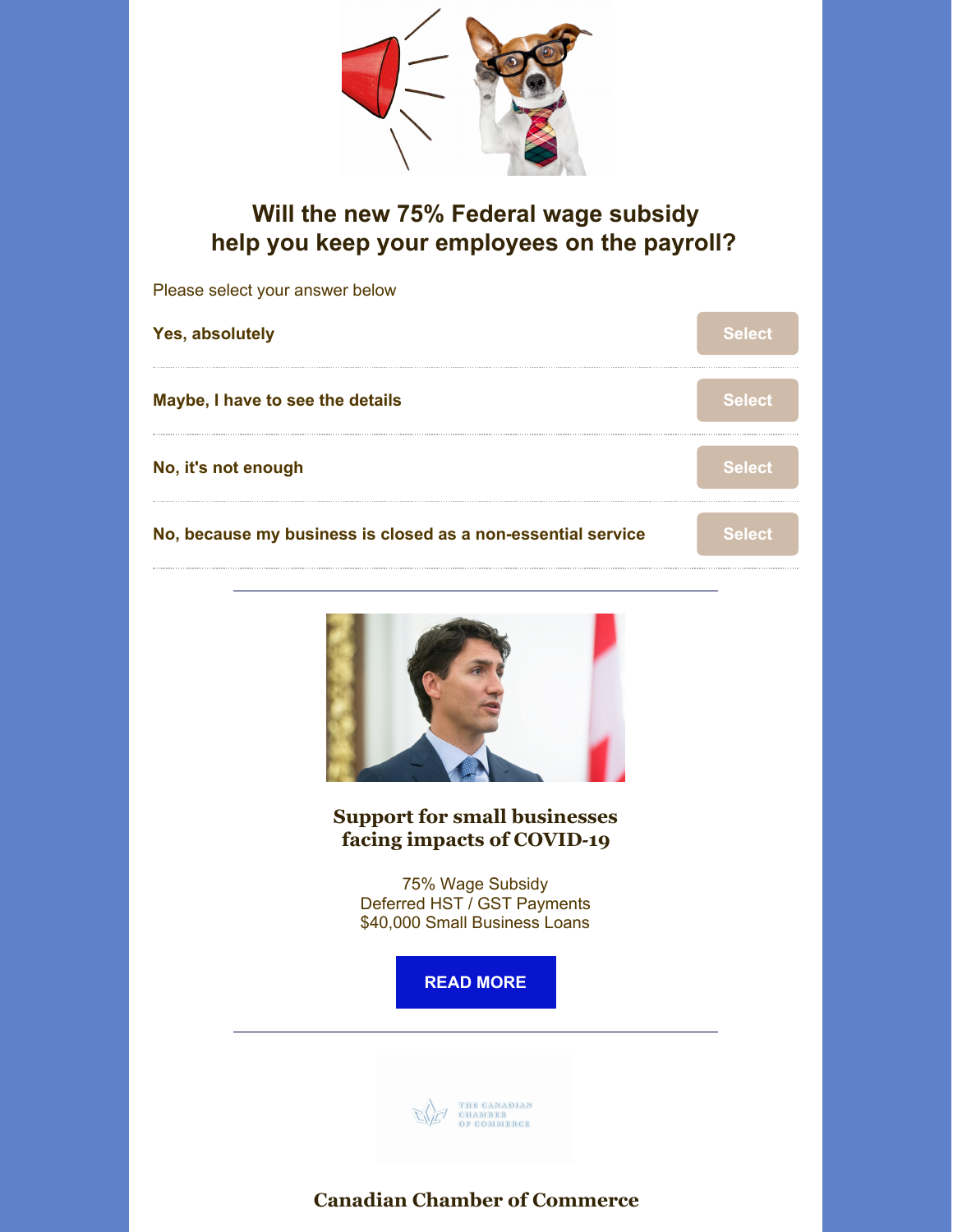## Will the new 75% Federal wage subsidy help you keep your employees on the payroll?

Please select your answer below

| | |
|---|---|
| **Yes, absolutely** | Select |
| **Maybe, I have to see the details** | Select |
| **No, it's not enough** | Select |
| **No, because my business is closed as a non-essential service** | Select |

---

### Support for small businesses facing impacts of COVID-19

75% Wage Subsidy
Deferred HST / GST Payments
$40,000 Small Business Loans

**READ MORE**

---

THE CANADIAN CHAMBER OF COMMERCE

**Canadian Chamber of Commerce**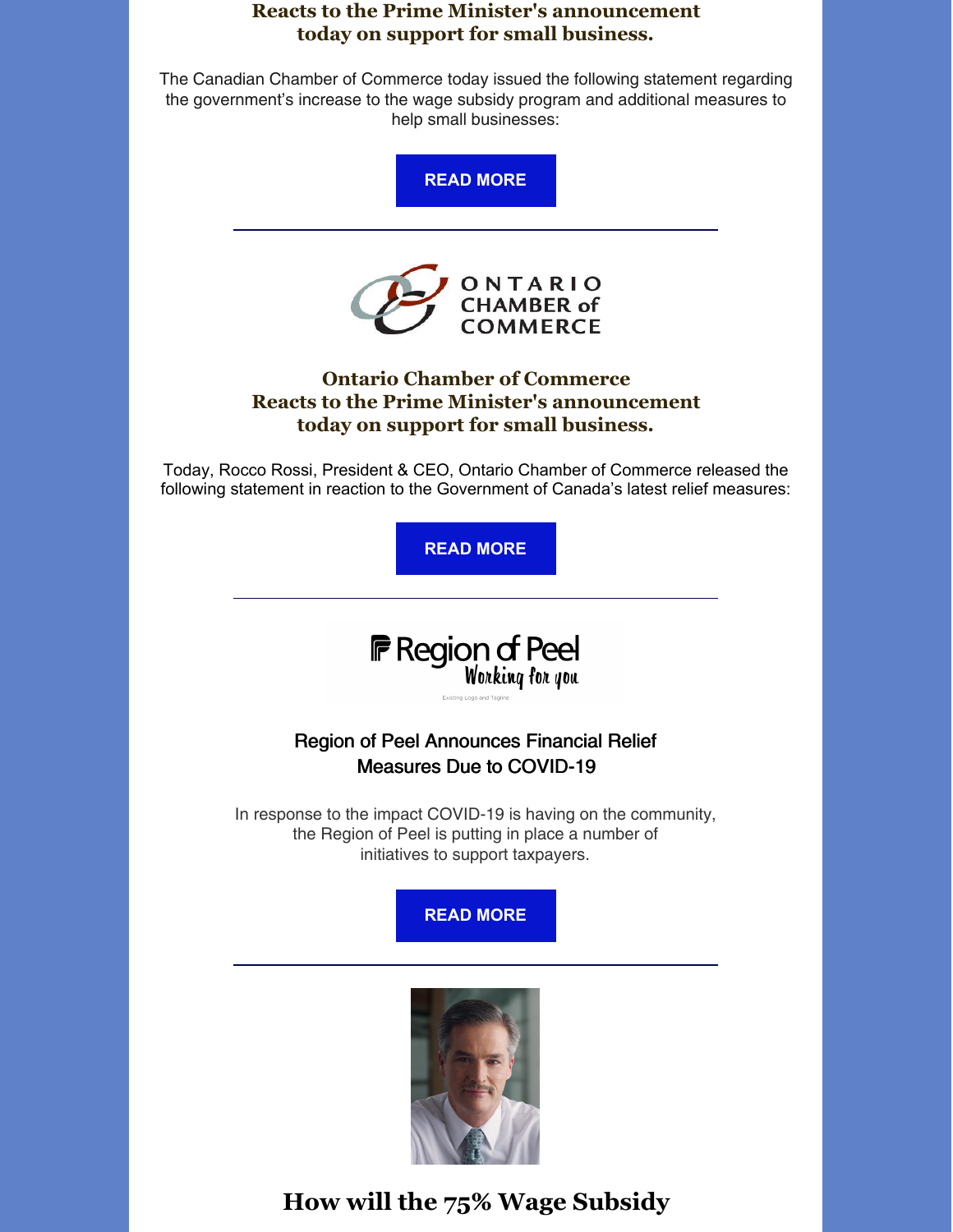**Reacts to the Prime Minister's announcement today on support for small business.**

The Canadian Chamber of Commerce today issued the following statement regarding the government's increase to the wage subsidy program and additional measures to help small businesses:

READ MORE

---

ONTARIO CHAMBER of COMMERCE

**Ontario Chamber of Commerce Reacts to the Prime Minister's announcement today on support for small business.**

Today, Rocco Rossi, President & CEO, Ontario Chamber of Commerce released the following statement in reaction to the Government of Canada's latest relief measures:

READ MORE

---

Region of Peel Working for you

Region of Peel Announces Financial Relief Measures Due to COVID-19

In response to the impact COVID-19 is having on the community, the Region of Peel is putting in place a number of initiatives to support taxpayers.

READ MORE

---

## How will the 75% Wage Subsidy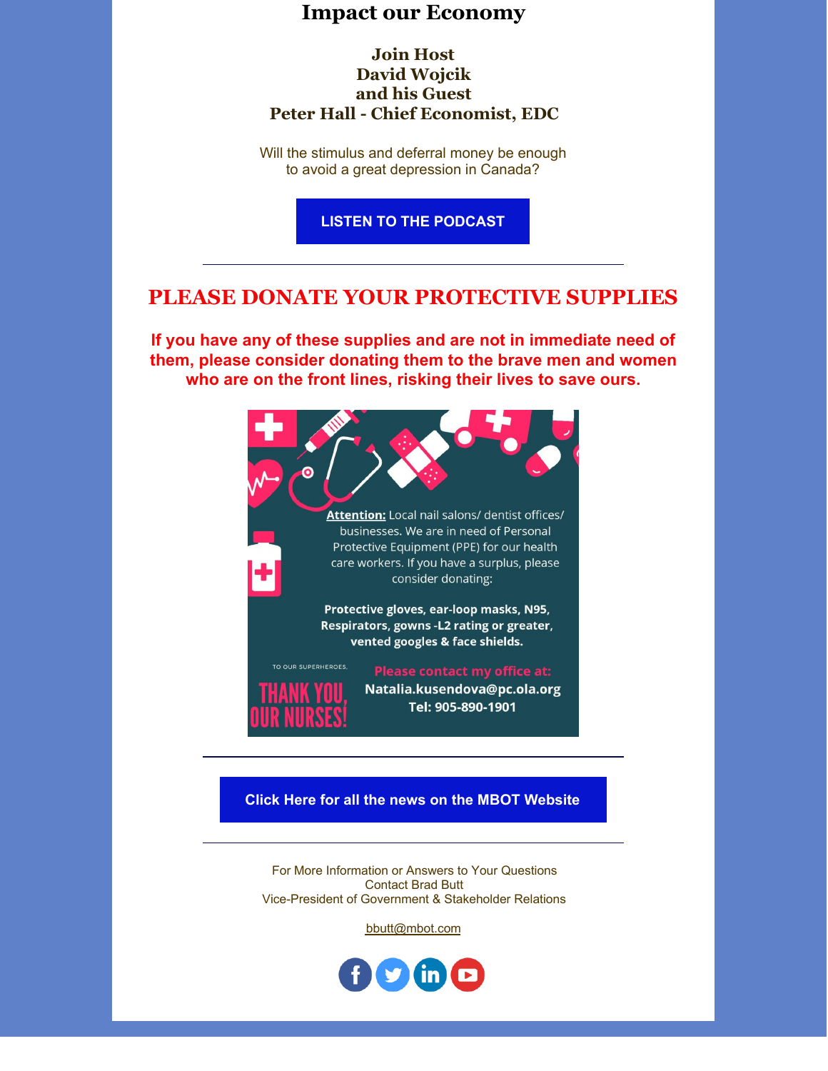# Impact our Economy

### Join Host
### David Wojcik
### and his Guest
### Peter Hall - Chief Economist, EDC

Will the stimulus and deferral money be enough to avoid a great depression in Canada?

**LISTEN TO THE PODCAST**

---

## PLEASE DONATE YOUR PROTECTIVE SUPPLIES

**If you have any of these supplies and are not in immediate need of them, please consider donating them to the brave men and women who are on the front lines, risking their lives to save ours.**

**Attention:** Local nail salons/ dentist offices/ businesses. We are in need of Personal Protective Equipment (PPE) for our health care workers. If you have a surplus, please consider donating:

**Protective gloves, ear-loop masks, N95, Respirators, gowns -L2 rating or greater, vented googles & face shields.**

TO OUR SUPERHEROES.

THANK YOU, OUR NURSES!

**Please contact my office at:**
**Natalia.kusendova@pc.ola.org**
**Tel: 905-890-1901**

---

**Click Here for all the news on the MBOT Website**

---

For More Information or Answers to Your Questions
Contact Brad Butt
Vice-President of Government & Stakeholder Relations

bbutt@mbot.com